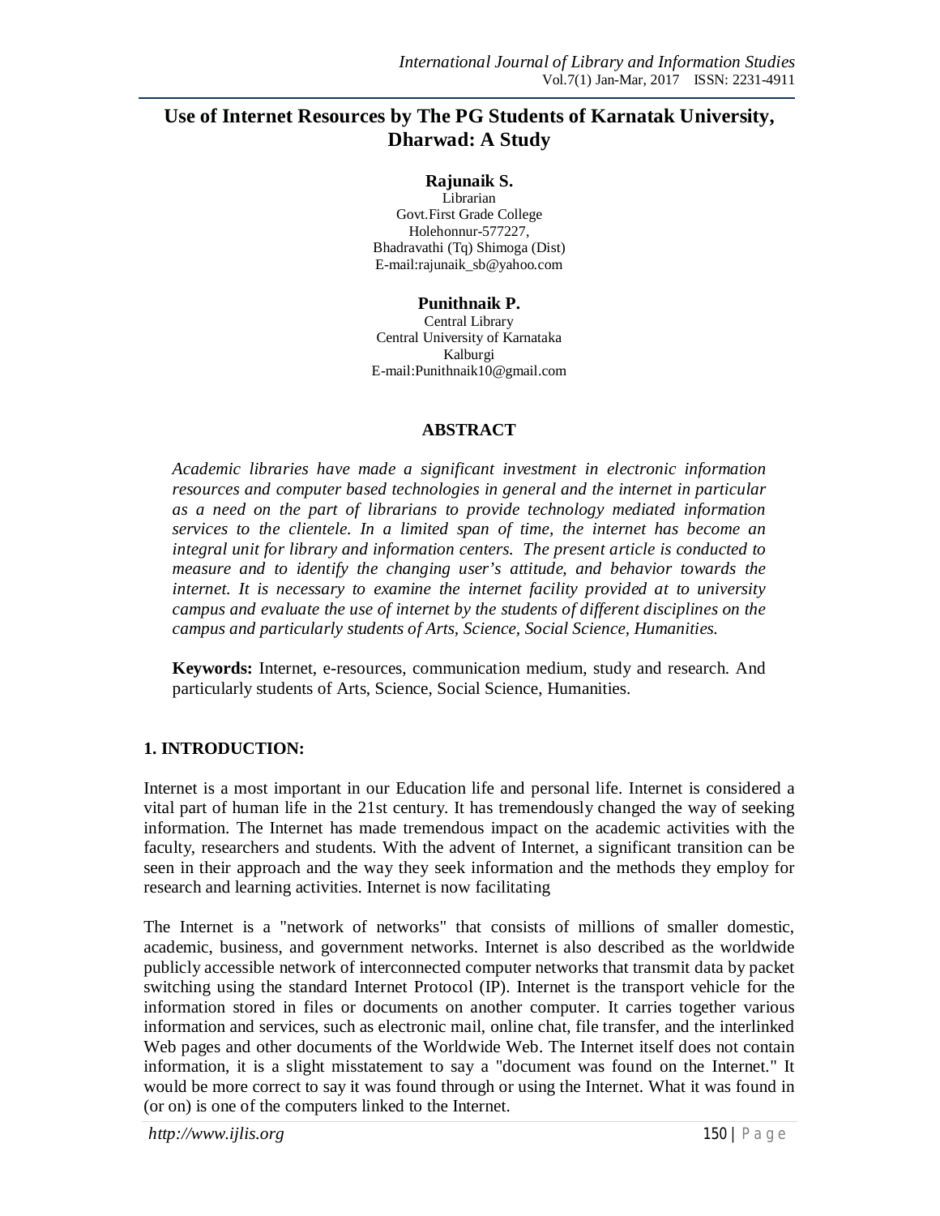# Use of Internet Resources by The PG Students of Karnatak University, Dharwad: A Study

**Rajunaik S.**
Librarian
Govt.First Grade College
Holehonnur-577227,
Bhadravathi (Tq) Shimoga (Dist)
E-mail:rajunaik_sb@yahoo.com

**Punithnaik P.**
Central Library
Central University of Karnataka
Kalburgi
E-mail:Punithnaik10@gmail.com

## ABSTRACT

*Academic libraries have made a significant investment in electronic information resources and computer based technologies in general and the internet in particular as a need on the part of librarians to provide technology mediated information services to the clientele. In a limited span of time, the internet has become an integral unit for library and information centers. The present article is conducted to measure and to identify the changing user's attitude, and behavior towards the internet. It is necessary to examine the internet facility provided at to university campus and evaluate the use of internet by the students of different disciplines on the campus and particularly students of Arts, Science, Social Science, Humanities.*

**Keywords:** Internet, e-resources, communication medium, study and research. And particularly students of Arts, Science, Social Science, Humanities.

## 1. INTRODUCTION:

Internet is a most important in our Education life and personal life. Internet is considered a vital part of human life in the 21st century. It has tremendously changed the way of seeking information. The Internet has made tremendous impact on the academic activities with the faculty, researchers and students. With the advent of Internet, a significant transition can be seen in their approach and the way they seek information and the methods they employ for research and learning activities. Internet is now facilitating

The Internet is a "network of networks" that consists of millions of smaller domestic, academic, business, and government networks. Internet is also described as the worldwide publicly accessible network of interconnected computer networks that transmit data by packet switching using the standard Internet Protocol (IP). Internet is the transport vehicle for the information stored in files or documents on another computer. It carries together various information and services, such as electronic mail, online chat, file transfer, and the interlinked Web pages and other documents of the Worldwide Web. The Internet itself does not contain information, it is a slight misstatement to say a "document was found on the Internet." It would be more correct to say it was found through or using the Internet. What it was found in (or on) is one of the computers linked to the Internet.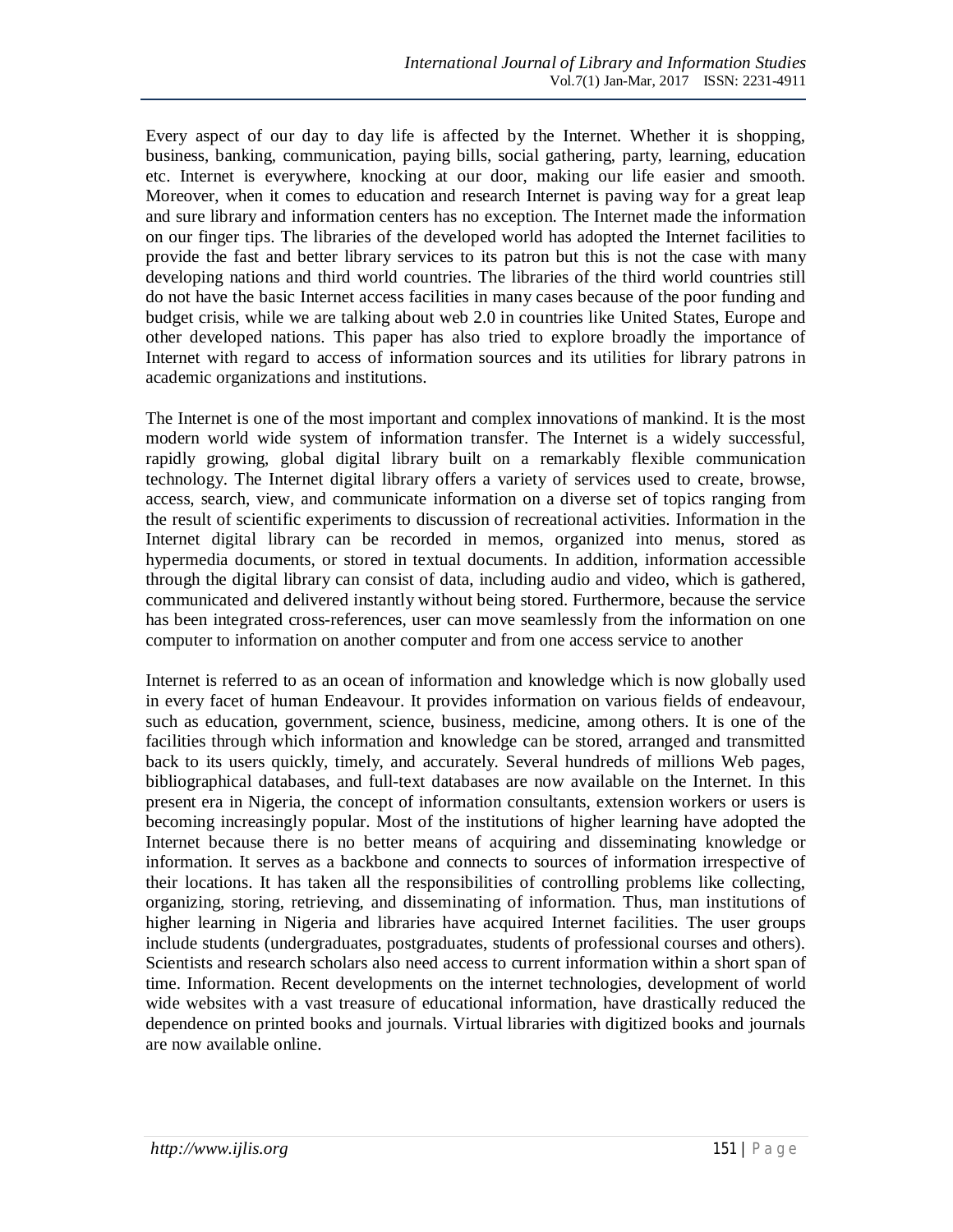Every aspect of our day to day life is affected by the Internet. Whether it is shopping, business, banking, communication, paying bills, social gathering, party, learning, education etc. Internet is everywhere, knocking at our door, making our life easier and smooth. Moreover, when it comes to education and research Internet is paving way for a great leap and sure library and information centers has no exception. The Internet made the information on our finger tips. The libraries of the developed world has adopted the Internet facilities to provide the fast and better library services to its patron but this is not the case with many developing nations and third world countries. The libraries of the third world countries still do not have the basic Internet access facilities in many cases because of the poor funding and budget crisis, while we are talking about web 2.0 in countries like United States, Europe and other developed nations. This paper has also tried to explore broadly the importance of Internet with regard to access of information sources and its utilities for library patrons in academic organizations and institutions.

The Internet is one of the most important and complex innovations of mankind. It is the most modern world wide system of information transfer. The Internet is a widely successful, rapidly growing, global digital library built on a remarkably flexible communication technology. The Internet digital library offers a variety of services used to create, browse, access, search, view, and communicate information on a diverse set of topics ranging from the result of scientific experiments to discussion of recreational activities. Information in the Internet digital library can be recorded in memos, organized into menus, stored as hypermedia documents, or stored in textual documents. In addition, information accessible through the digital library can consist of data, including audio and video, which is gathered, communicated and delivered instantly without being stored. Furthermore, because the service has been integrated cross-references, user can move seamlessly from the information on one computer to information on another computer and from one access service to another

Internet is referred to as an ocean of information and knowledge which is now globally used in every facet of human Endeavour. It provides information on various fields of endeavour, such as education, government, science, business, medicine, among others. It is one of the facilities through which information and knowledge can be stored, arranged and transmitted back to its users quickly, timely, and accurately. Several hundreds of millions Web pages, bibliographical databases, and full-text databases are now available on the Internet. In this present era in Nigeria, the concept of information consultants, extension workers or users is becoming increasingly popular. Most of the institutions of higher learning have adopted the Internet because there is no better means of acquiring and disseminating knowledge or information. It serves as a backbone and connects to sources of information irrespective of their locations. It has taken all the responsibilities of controlling problems like collecting, organizing, storing, retrieving, and disseminating of information. Thus, man institutions of higher learning in Nigeria and libraries have acquired Internet facilities. The user groups include students (undergraduates, postgraduates, students of professional courses and others). Scientists and research scholars also need access to current information within a short span of time. Information. Recent developments on the internet technologies, development of world wide websites with a vast treasure of educational information, have drastically reduced the dependence on printed books and journals. Virtual libraries with digitized books and journals are now available online.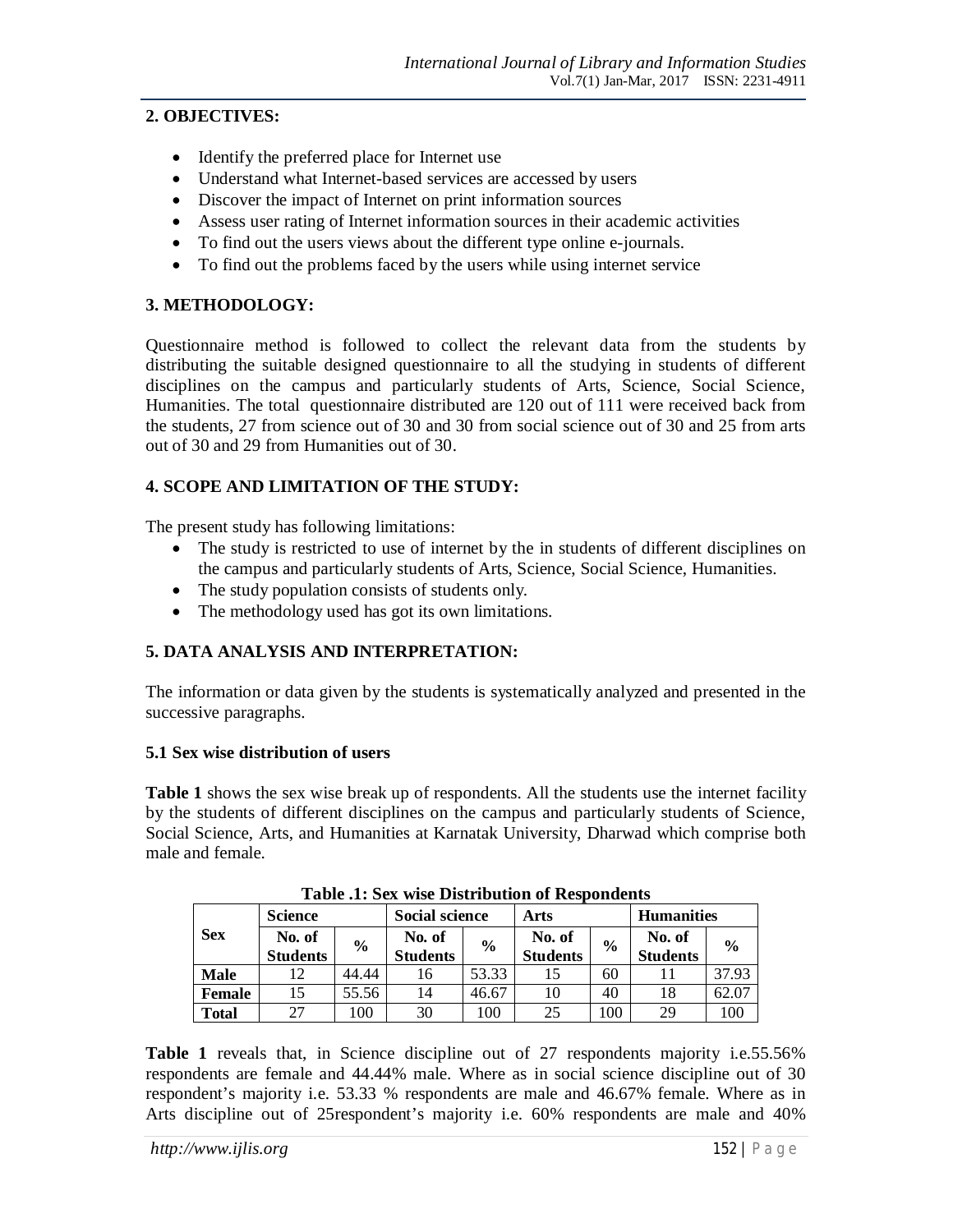## 2. OBJECTIVES:

- Identify the preferred place for Internet use
- Understand what Internet-based services are accessed by users
- Discover the impact of Internet on print information sources
- Assess user rating of Internet information sources in their academic activities
- To find out the users views about the different type online e-journals.
- To find out the problems faced by the users while using internet service

## 3. METHODOLOGY:

Questionnaire method is followed to collect the relevant data from the students by distributing the suitable designed questionnaire to all the studying in students of different disciplines on the campus and particularly students of Arts, Science, Social Science, Humanities. The total questionnaire distributed are 120 out of 111 were received back from the students, 27 from science out of 30 and 30 from social science out of 30 and 25 from arts out of 30 and 29 from Humanities out of 30.

## 4. SCOPE AND LIMITATION OF THE STUDY:

The present study has following limitations:

- The study is restricted to use of internet by the in students of different disciplines on the campus and particularly students of Arts, Science, Social Science, Humanities.
- The study population consists of students only.
- The methodology used has got its own limitations.

## 5. DATA ANALYSIS AND INTERPRETATION:

The information or data given by the students is systematically analyzed and presented in the successive paragraphs.

### 5.1 Sex wise distribution of users

**Table 1** shows the sex wise break up of respondents. All the students use the internet facility by the students of different disciplines on the campus and particularly students of Science, Social Science, Arts, and Humanities at Karnatak University, Dharwad which comprise both male and female.

**Table .1: Sex wise Distribution of Respondents**

| Sex | Science | | Social science | | Arts | | Humanities | |
|---|---|---|---|---|---|---|---|---|
| | No. of Students | % | No. of Students | % | No. of Students | % | No. of Students | % |
| **Male** | 12 | 44.44 | 16 | 53.33 | 15 | 60 | 11 | 37.93 |
| **Female** | 15 | 55.56 | 14 | 46.67 | 10 | 40 | 18 | 62.07 |
| **Total** | 27 | 100 | 30 | 100 | 25 | 100 | 29 | 100 |

**Table 1** reveals that, in Science discipline out of 27 respondents majority i.e.55.56% respondents are female and 44.44% male. Where as in social science discipline out of 30 respondent's majority i.e. 53.33 % respondents are male and 46.67% female. Where as in Arts discipline out of 25respondent's majority i.e. 60% respondents are male and 40%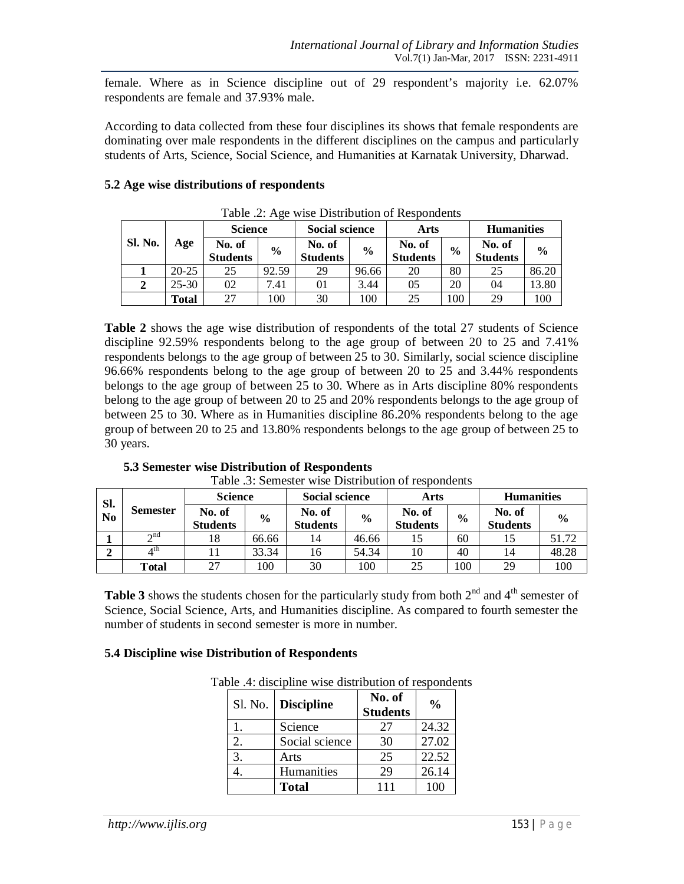female. Where as in Science discipline out of 29 respondent's majority i.e. 62.07% respondents are female and 37.93% male.

According to data collected from these four disciplines its shows that female respondents are dominating over male respondents in the different disciplines on the campus and particularly students of Arts, Science, Social Science, and Humanities at Karnatak University, Dharwad.

### 5.2 Age wise distributions of respondents

Table .2: Age wise Distribution of Respondents

| Sl. No. | Age | Science | | Social science | | Arts | | Humanities | |
|---|---|---|---|---|---|---|---|---|---|
| | | No. of Students | % | No. of Students | % | No. of Students | % | No. of Students | % |
| **1** | 20-25 | 25 | 92.59 | 29 | 96.66 | 20 | 80 | 25 | 86.20 |
| **2** | 25-30 | 02 | 7.41 | 01 | 3.44 | 05 | 20 | 04 | 13.80 |
| | **Total** | 27 | 100 | 30 | 100 | 25 | 100 | 29 | 100 |

**Table 2** shows the age wise distribution of respondents of the total 27 students of Science discipline 92.59% respondents belong to the age group of between 20 to 25 and 7.41% respondents belongs to the age group of between 25 to 30. Similarly, social science discipline 96.66% respondents belong to the age group of between 20 to 25 and 3.44% respondents belongs to the age group of between 25 to 30. Where as in Arts discipline 80% respondents belong to the age group of between 20 to 25 and 20% respondents belongs to the age group of between 25 to 30. Where as in Humanities discipline 86.20% respondents belong to the age group of between 20 to 25 and 13.80 respondents belongs to the age group of between 25 to 30 years.

### 5.3 Semester wise Distribution of Respondents

Table .3: Semester wise Distribution of respondents

| Sl. No | Semester | Science | | Social science | | Arts | | Humanities | |
|---|---|---|---|---|---|---|---|---|---|
| | | No. of Students | % | No. of Students | % | No. of Students | % | No. of Students | % |
| **1** | 2nd | 18 | 66.66 | 14 | 46.66 | 15 | 60 | 15 | 51.72 |
| **2** | 4th | 11 | 33.34 | 16 | 54.34 | 10 | 40 | 14 | 48.28 |
| | **Total** | 27 | 100 | 30 | 100 | 25 | 100 | 29 | 100 |

**Table 3** shows the students chosen for the particularly study from both 2nd and 4th semester of Science, Social Science, Arts, and Humanities discipline. As compared to fourth semester the number of students in second semester is more in number.

### 5.4 Discipline wise Distribution of Respondents

Table .4: discipline wise distribution of respondents

| Sl. No. | Discipline | No. of Students | % |
|---|---|---|---|
| 1. | Science | 27 | 24.32 |
| 2. | Social science | 30 | 27.02 |
| 3. | Arts | 25 | 22.52 |
| 4. | Humanities | 29 | 26.14 |
| | **Total** | 111 | 100 |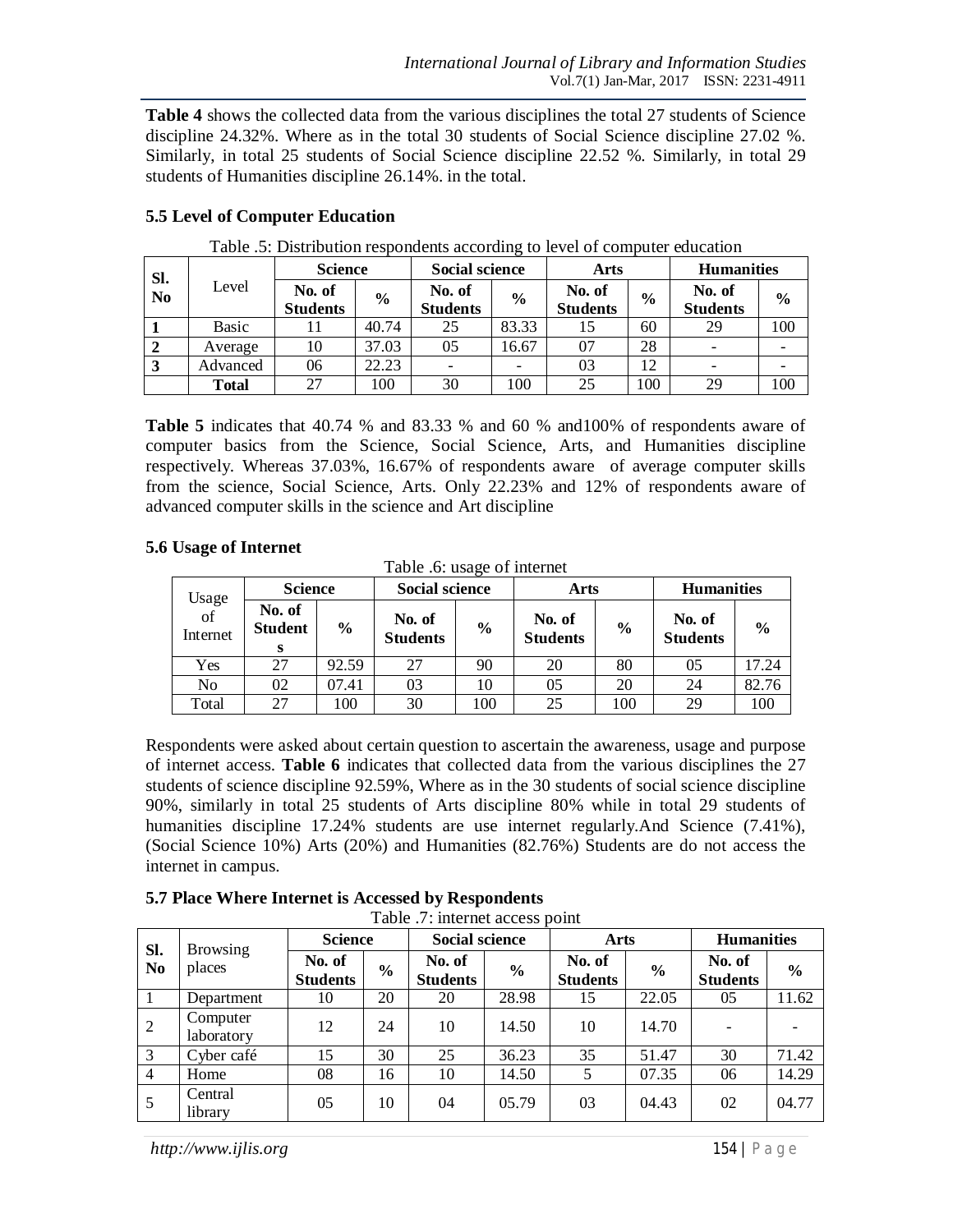**Table 4** shows the collected data from the various disciplines the total 27 students of Science discipline 24.32%. Where as in the total 30 students of Social Science discipline 27.02 %. Similarly, in total 25 students of Social Science discipline 22.52 %. Similarly, in total 29 students of Humanities discipline 26.14%. in the total.

### 5.5 Level of Computer Education

Table .5: Distribution respondents according to level of computer education

| Sl. No | Level | Science | | Social science | | Arts | | Humanities | |
|---|---|---|---|---|---|---|---|---|---|
| | | No. of Students | % | No. of Students | % | No. of Students | % | No. of Students | % |
| 1 | Basic | 11 | 40.74 | 25 | 83.33 | 15 | 60 | 29 | 100 |
| 2 | Average | 10 | 37.03 | 05 | 16.67 | 07 | 28 | - | - |
| 3 | Advanced | 06 | 22.23 | - | - | 03 | 12 | - | - |
| | **Total** | 27 | 100 | 30 | 100 | 25 | 100 | 29 | 100 |

**Table 5** indicates that 40.74 % and 83.33 % and 60 % and100% of respondents aware of computer basics from the Science, Social Science, Arts, and Humanities discipline respectively. Whereas 37.03%, 16.67% of respondents aware of average computer skills from the science, Social Science, Arts. Only 22.23% and 12% of respondents aware of advanced computer skills in the science and Art discipline

### 5.6 Usage of Internet

Table .6: usage of internet

| Usage of Internet | Science | | Social science | | Arts | | Humanities | |
|---|---|---|---|---|---|---|---|---|
| | No. of Students | % | No. of Students | % | No. of Students | % | No. of Students | % |
| Yes | 27 | 92.59 | 27 | 90 | 20 | 80 | 05 | 17.24 |
| No | 02 | 07.41 | 03 | 10 | 05 | 20 | 24 | 82.76 |
| Total | 27 | 100 | 30 | 100 | 25 | 100 | 29 | 100 |

Respondents were asked about certain question to ascertain the awareness, usage and purpose of internet access. **Table 6** indicates that collected data from the various disciplines the 27 students of science discipline 92.59%, Where as in the 30 students of social science discipline 90%, similarly in total 25 students of Arts discipline 80% while in total 29 students of humanities discipline 17.24% students are use internet regularly.And Science (7.41%), (Social Science 10%) Arts (20%) and Humanities (82.76%) Students are do not access the internet in campus.

### 5.7 Place Where Internet is Accessed by Respondents

Table .7: internet access point

| Sl. No | Browsing places | Science | | Social science | | Arts | | Humanities | |
|---|---|---|---|---|---|---|---|---|---|
| | | No. of Students | % | No. of Students | % | No. of Students | % | No. of Students | % |
| 1 | Department | 10 | 20 | 20 | 28.98 | 15 | 22.05 | 05 | 11.62 |
| 2 | Computer laboratory | 12 | 24 | 10 | 14.50 | 10 | 14.70 | - | - |
| 3 | Cyber café | 15 | 30 | 25 | 36.23 | 35 | 51.47 | 30 | 71.42 |
| 4 | Home | 08 | 16 | 10 | 14.50 | 5 | 07.35 | 06 | 14.29 |
| 5 | Central library | 05 | 10 | 04 | 05.79 | 03 | 04.43 | 02 | 04.77 |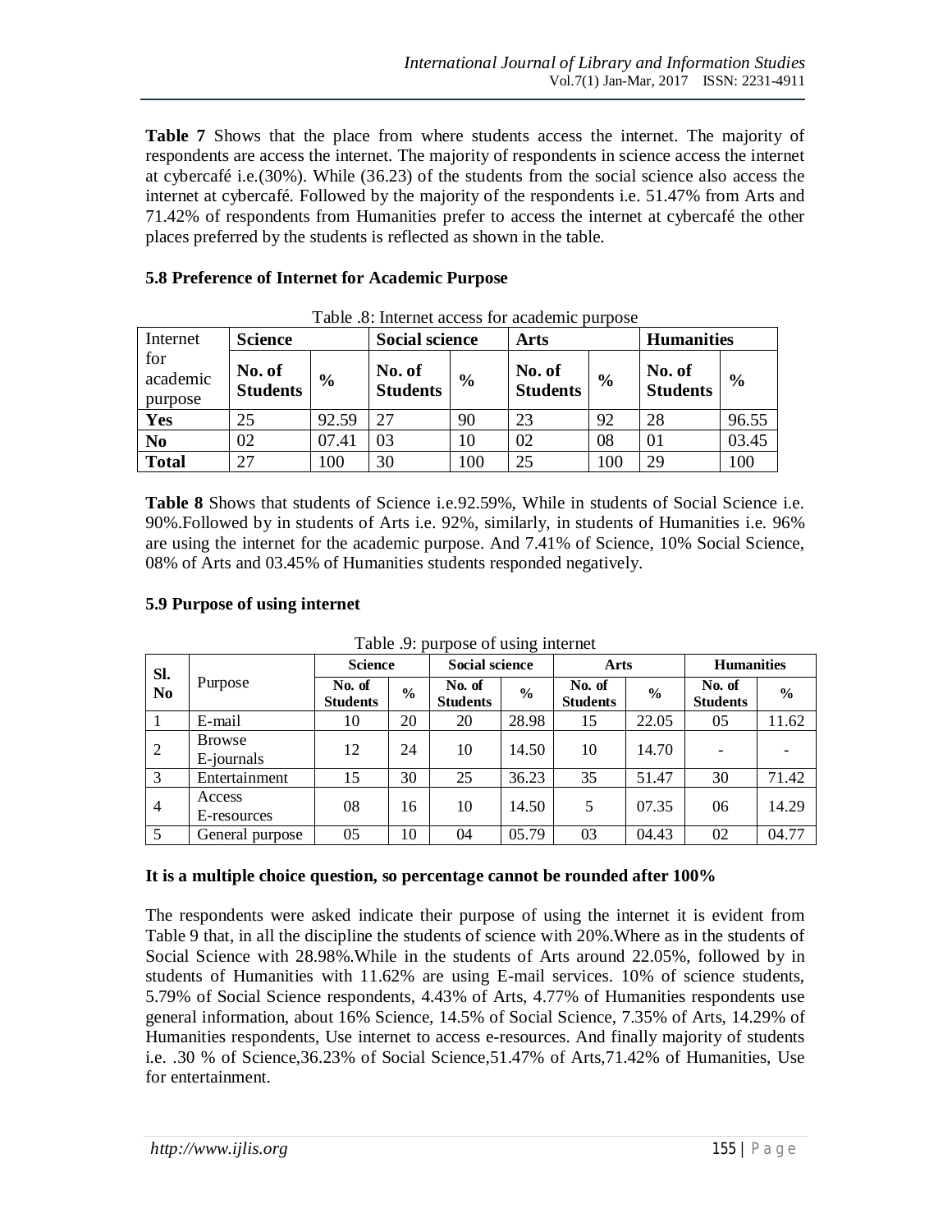**Table 7** Shows that the place from where students access the internet. The majority of respondents are access the internet. The majority of respondents in science access the internet at cybercafé i.e.(30%). While (36.23) of the students from the social science also access the internet at cybercafé. Followed by the majority of the respondents i.e. 51.47% from Arts and 71.42% of respondents from Humanities prefer to access the internet at cybercafé the other places preferred by the students is reflected as shown in the table.

### 5.8 Preference of Internet for Academic Purpose

Table .8: Internet access for academic purpose

| Internet for academic purpose | Science | | Social science | | Arts | | Humanities | |
|---|---|---|---|---|---|---|---|---|
| | **No. of Students** | **%** | **No. of Students** | **%** | **No. of Students** | **%** | **No. of Students** | **%** |
| **Yes** | 25 | 92.59 | 27 | 90 | 23 | 92 | 28 | 96.55 |
| **No** | 02 | 07.41 | 03 | 10 | 02 | 08 | 01 | 03.45 |
| **Total** | 27 | 100 | 30 | 100 | 25 | 100 | 29 | 100 |

**Table 8** Shows that students of Science i.e.92.59%, While in students of Social Science i.e. 90%.Followed by in students of Arts i.e. 92%, similarly, in students of Humanities i.e. 96% are using the internet for the academic purpose. And 7.41% of Science, 10% Social Science, 08% of Arts and 03.45% of Humanities students responded negatively.

### 5.9 Purpose of using internet

Table .9: purpose of using internet

| Sl. No | Purpose | Science | | Social science | | Arts | | Humanities | |
|---|---|---|---|---|---|---|---|---|---|
| | | **No. of Students** | **%** | **No. of Students** | **%** | **No. of Students** | **%** | **No. of Students** | **%** |
| 1 | E-mail | 10 | 20 | 20 | 28.98 | 15 | 22.05 | 05 | 11.62 |
| 2 | Browse E-journals | 12 | 24 | 10 | 14.50 | 10 | 14.70 | - | - |
| 3 | Entertainment | 15 | 30 | 25 | 36.23 | 35 | 51.47 | 30 | 71.42 |
| 4 | Access E-resources | 08 | 16 | 10 | 14.50 | 5 | 07.35 | 06 | 14.29 |
| 5 | General purpose | 05 | 10 | 04 | 05.79 | 03 | 04.43 | 02 | 04.77 |

**It is a multiple choice question, so percentage cannot be rounded after 100%**

The respondents were asked indicate their purpose of using the internet it is evident from Table 9 that, in all the discipline the students of science with 20%.Where as in the students of Social Science with 28.98%.While in the students of Arts around 22.05%, followed by in students of Humanities with 11.62% are using E-mail services. 10% of science students, 5.79% of Social Science respondents, 4.43% of Arts, 4.77% of Humanities respondents use general information, about 16% Science, 14.5% of Social Science, 7.35% of Arts, 14.29% of Humanities respondents, Use internet to access e-resources. And finally majority of students i.e. .30 % of Science,36.23% of Social Science,51.47% of Arts,71.42% of Humanities, Use for entertainment.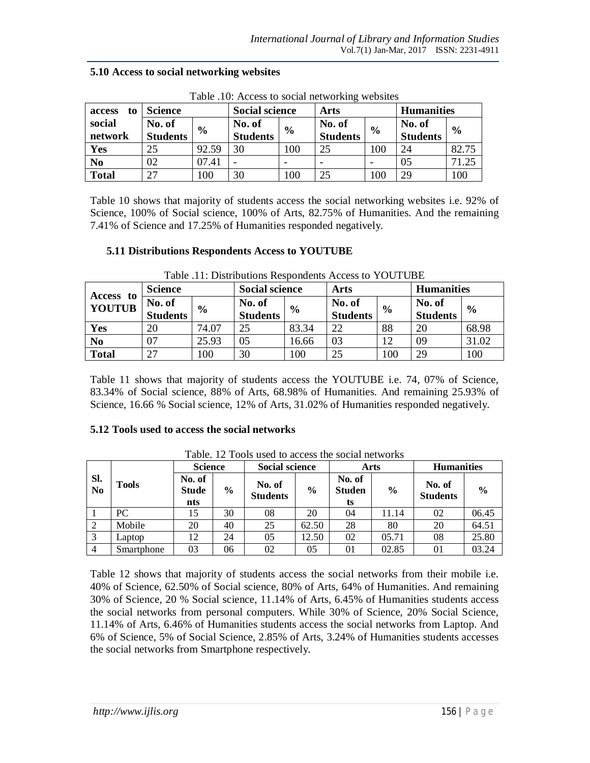### 5.10 Access to social networking websites

Table .10: Access to social networking websites

| access to social network | Science | | Social science | | Arts | | Humanities | |
|---|---|---|---|---|---|---|---|---|
| | No. of Students | % | No. of Students | % | No. of Students | % | No. of Students | % |
| **Yes** | 25 | 92.59 | 30 | 100 | 25 | 100 | 24 | 82.75 |
| **No** | 02 | 07.41 | - | - | - | - | 05 | 71.25 |
| **Total** | 27 | 100 | 30 | 100 | 25 | 100 | 29 | 100 |

Table 10 shows that majority of students access the social networking websites i.e. 92% of Science, 100% of Social science, 100% of Arts, 82.75% of Humanities. And the remaining 7.41% of Science and 17.25% of Humanities responded negatively.

### 5.11 Distributions Respondents Access to YOUTUBE

Table .11: Distributions Respondents Access to YOUTUBE

| Access to YOUTUB | Science | | Social science | | Arts | | Humanities | |
|---|---|---|---|---|---|---|---|---|
| | No. of Students | % | No. of Students | % | No. of Students | % | No. of Students | % |
| **Yes** | 20 | 74.07 | 25 | 83.34 | 22 | 88 | 20 | 68.98 |
| **No** | 07 | 25.93 | 05 | 16.66 | 03 | 12 | 09 | 31.02 |
| **Total** | 27 | 100 | 30 | 100 | 25 | 100 | 29 | 100 |

Table 11 shows that majority of students access the YOUTUBE i.e. 74, 07% of Science, 83.34% of Social science, 88% of Arts, 68.98% of Humanities. And remaining 25.93% of Science, 16.66 % Social science, 12% of Arts, 31.02% of Humanities responded negatively.

### 5.12 Tools used to access the social networks

Table. 12 Tools used to access the social networks

| Sl. No | Tools | Science | | Social science | | Arts | | Humanities | |
|---|---|---|---|---|---|---|---|---|---|
| | | No. of Students | % | No. of Students | % | No. of Students | % | No. of Students | % |
| 1 | PC | 15 | 30 | 08 | 20 | 04 | 11.14 | 02 | 06.45 |
| 2 | Mobile | 20 | 40 | 25 | 62.50 | 28 | 80 | 20 | 64.51 |
| 3 | Laptop | 12 | 24 | 05 | 12.50 | 02 | 05.71 | 08 | 25.80 |
| 4 | Smartphone | 03 | 06 | 02 | 05 | 01 | 02.85 | 01 | 03.24 |

Table 12 shows that majority of students access the social networks from their mobile i.e. 40% of Science, 62.50% of Social science, 80% of Arts, 64% of Humanities. And remaining 30% of Science, 20 % Social science, 11.14% of Arts, 6.45% of Humanities students access the social networks from personal computers. While 30% of Science, 20% Social Science, 11.14% of Arts, 6.46% of Humanities students access the social networks from Laptop. And 6% of Science, 5% of Social Science, 2.85% of Arts, 3.24% of Humanities students accesses the social networks from Smartphone respectively.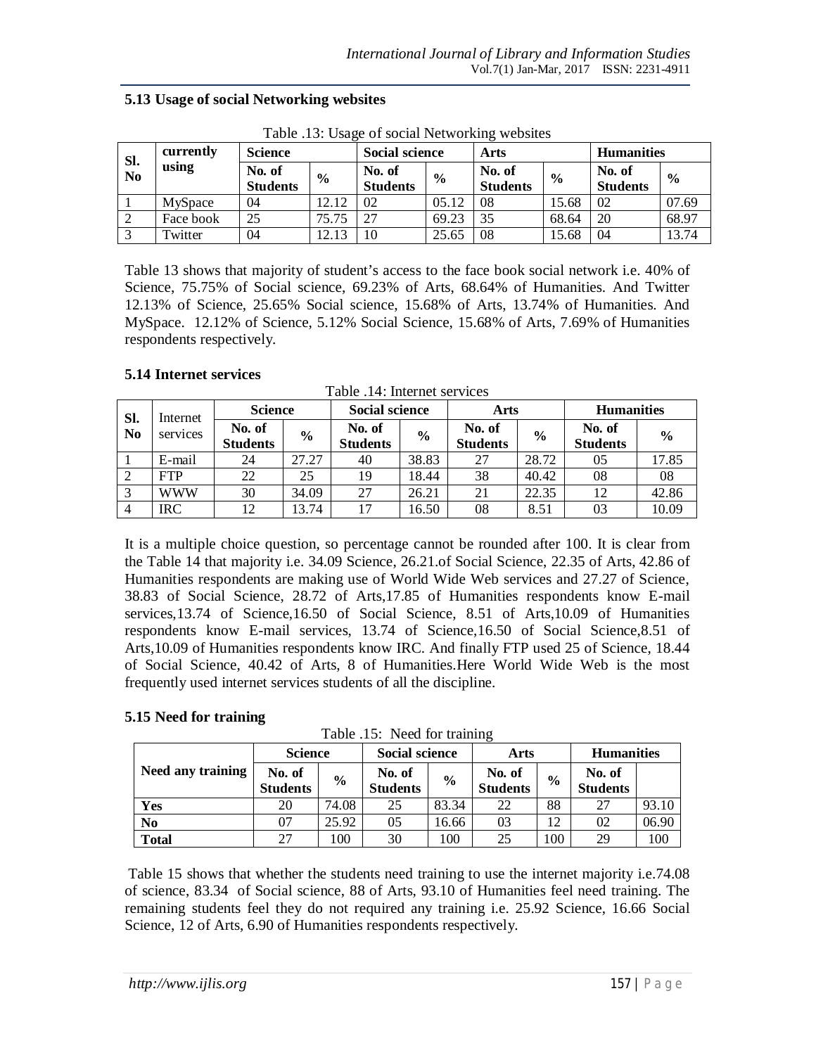### 5.13 Usage of social Networking websites

Table .13: Usage of social Networking websites

| Sl. No | currently using | Science | | Social science | | Arts | | Humanities | |
|---|---|---|---|---|---|---|---|---|---|
| | | No. of Students | % | No. of Students | % | No. of Students | % | No. of Students | % |
| 1 | MySpace | 04 | 12.12 | 02 | 05.12 | 08 | 15.68 | 02 | 07.69 |
| 2 | Face book | 25 | 75.75 | 27 | 69.23 | 35 | 68.64 | 20 | 68.97 |
| 3 | Twitter | 04 | 12.13 | 10 | 25.65 | 08 | 15.68 | 04 | 13.74 |

Table 13 shows that majority of student's access to the face book social network i.e. 40% of Science, 75.75% of Social science, 69.23% of Arts, 68.64% of Humanities. And Twitter 12.13% of Science, 25.65% Social science, 15.68% of Arts, 13.74% of Humanities. And MySpace. 12.12% of Science, 5.12% Social Science, 15.68% of Arts, 7.69% of Humanities respondents respectively.

### 5.14 Internet services

Table .14: Internet services

| Sl. No | Internet services | Science | | Social science | | Arts | | Humanities | |
|---|---|---|---|---|---|---|---|---|---|
| | | No. of Students | % | No. of Students | % | No. of Students | % | No. of Students | % |
| 1 | E-mail | 24 | 27.27 | 40 | 38.83 | 27 | 28.72 | 05 | 17.85 |
| 2 | FTP | 22 | 25 | 19 | 18.44 | 38 | 40.42 | 08 | 08 |
| 3 | WWW | 30 | 34.09 | 27 | 26.21 | 21 | 22.35 | 12 | 42.86 |
| 4 | IRC | 12 | 13.74 | 17 | 16.50 | 08 | 8.51 | 03 | 10.09 |

It is a multiple choice question, so percentage cannot be rounded after 100. It is clear from the Table 14 that majority i.e. 34.09 Science, 26.21.of Social Science, 22.35 of Arts, 42.86 of Humanities respondents are making use of World Wide Web services and 27.27 of Science, 38.83 of Social Science, 28.72 of Arts,17.85 of Humanities respondents know E-mail services,13.74 of Science,16.50 of Social Science, 8.51 of Arts,10.09 of Humanities respondents know E-mail services, 13.74 of Science,16.50 of Social Science,8.51 of Arts,10.09 of Humanities respondents know IRC. And finally FTP used 25 of Science, 18.44 of Social Science, 40.42 of Arts, 8 of Humanities.Here World Wide Web is the most frequently used internet services students of all the discipline.

### 5.15 Need for training

Table .15: Need for training

| Need any training | Science | | Social science | | Arts | | Humanities | |
|---|---|---|---|---|---|---|---|---|
| | No. of Students | % | No. of Students | % | No. of Students | % | No. of Students | |
| **Yes** | 20 | 74.08 | 25 | 83.34 | 22 | 88 | 27 | 93.10 |
| **No** | 07 | 25.92 | 05 | 16.66 | 03 | 12 | 02 | 06.90 |
| **Total** | 27 | 100 | 30 | 100 | 25 | 100 | 29 | 100 |

Table 15 shows that whether the students need training to use the internet majority i.e.74.08 of science, 83.34 of Social science, 88 of Arts, 93.10 of Humanities feel need training. The remaining students feel they do not required any training i.e. 25.92 Science, 16.66 Social Science, 12 of Arts, 6.90 of Humanities respondents respectively.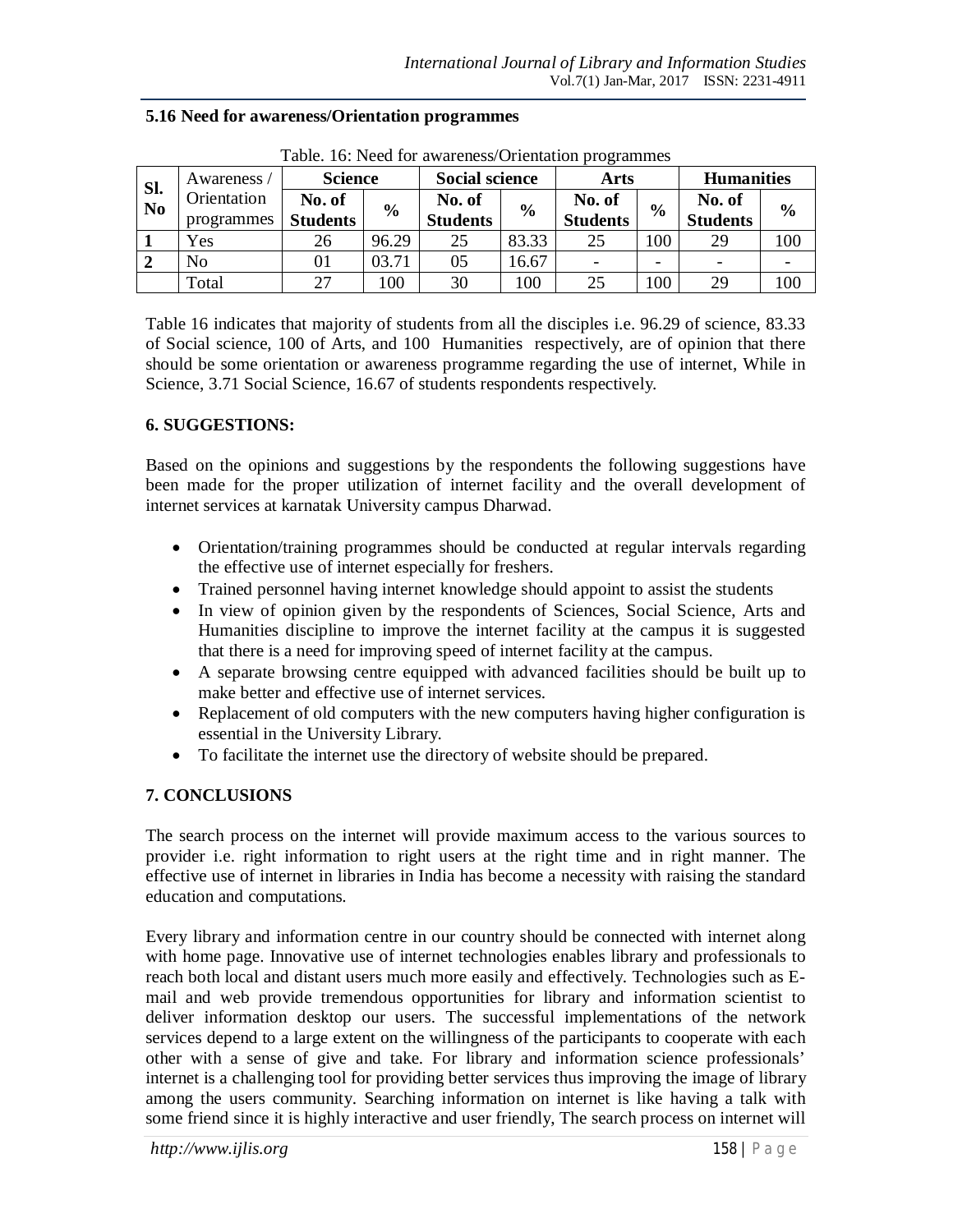### 5.16 Need for awareness/Orientation programmes

Table. 16: Need for awareness/Orientation programmes

| Sl. No | Awareness / Orientation programmes | Science | | Social science | | Arts | | Humanities | |
|---|---|---|---|---|---|---|---|---|---|
| | | **No. of Students** | **%** | **No. of Students** | **%** | **No. of Students** | **%** | **No. of Students** | **%** |
| **1** | Yes | 26 | 96.29 | 25 | 83.33 | 25 | 100 | 29 | 100 |
| **2** | No | 01 | 03.71 | 05 | 16.67 | - | - | - | - |
| | Total | 27 | 100 | 30 | 100 | 25 | 100 | 29 | 100 |

Table 16 indicates that majority of students from all the disciples i.e. 96.29 of science, 83.33 of Social science, 100 of Arts, and 100 Humanities respectively, are of opinion that there should be some orientation or awareness programme regarding the use of internet, While in Science, 3.71 Social Science, 16.67 of students respondents respectively.

## 6. SUGGESTIONS:

Based on the opinions and suggestions by the respondents the following suggestions have been made for the proper utilization of internet facility and the overall development of internet services at karnatak University campus Dharwad.

- Orientation/training programmes should be conducted at regular intervals regarding the effective use of internet especially for freshers.
- Trained personnel having internet knowledge should appoint to assist the students
- In view of opinion given by the respondents of Sciences, Social Science, Arts and Humanities discipline to improve the internet facility at the campus it is suggested that there is a need for improving speed of internet facility at the campus.
- A separate browsing centre equipped with advanced facilities should be built up to make better and effective use of internet services.
- Replacement of old computers with the new computers having higher configuration is essential in the University Library.
- To facilitate the internet use the directory of website should be prepared.

## 7. CONCLUSIONS

The search process on the internet will provide maximum access to the various sources to provider i.e. right information to right users at the right time and in right manner. The effective use of internet in libraries in India has become a necessity with raising the standard education and computations.

Every library and information centre in our country should be connected with internet along with home page. Innovative use of internet technologies enables library and professionals to reach both local and distant users much more easily and effectively. Technologies such as E-mail and web provide tremendous opportunities for library and information scientist to deliver information desktop our users. The successful implementations of the network services depend to a large extent on the willingness of the participants to cooperate with each other with a sense of give and take. For library and information science professionals' internet is a challenging tool for providing better services thus improving the image of library among the users community. Searching information on internet is like having a talk with some friend since it is highly interactive and user friendly, The search process on internet will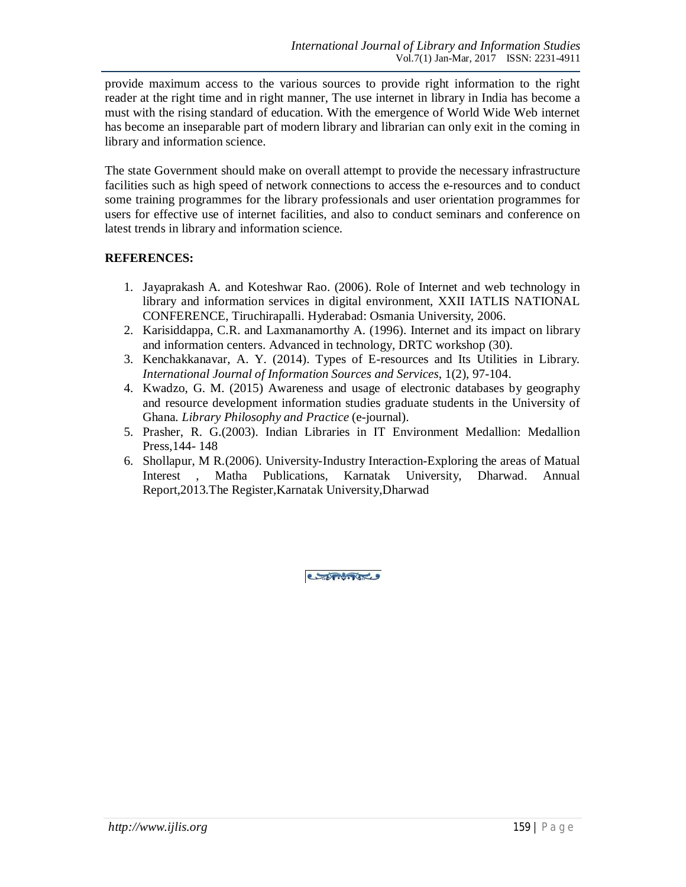provide maximum access to the various sources to provide right information to the right reader at the right time and in right manner, The use internet in library in India has become a must with the rising standard of education. With the emergence of World Wide Web internet has become an inseparable part of modern library and librarian can only exit in the coming in library and information science.

The state Government should make on overall attempt to provide the necessary infrastructure facilities such as high speed of network connections to access the e-resources and to conduct some training programmes for the library professionals and user orientation programmes for users for effective use of internet facilities, and also to conduct seminars and conference on latest trends in library and information science.

**REFERENCES:**

1. Jayaprakash A. and Koteshwar Rao. (2006). Role of Internet and web technology in library and information services in digital environment, XXII IATLIS NATIONAL CONFERENCE, Tiruchirapalli. Hyderabad: Osmania University, 2006.
2. Karisiddappa, C.R. and Laxmanamorthy A. (1996). Internet and its impact on library and information centers. Advanced in technology, DRTC workshop (30).
3. Kenchakkanavar, A. Y. (2014). Types of E-resources and Its Utilities in Library. *International Journal of Information Sources and Services*, 1(2), 97-104.
4. Kwadzo, G. M. (2015) Awareness and usage of electronic databases by geography and resource development information studies graduate students in the University of Ghana. *Library Philosophy and Practice* (e-journal).
5. Prasher, R. G.(2003). Indian Libraries in IT Environment Medallion: Medallion Press,144- 148
6. Shollapur, M R.(2006). University-Industry Interaction-Exploring the areas of Matual Interest , Matha Publications, Karnatak University, Dharwad. Annual Report,2013.The Register,Karnatak University,Dharwad